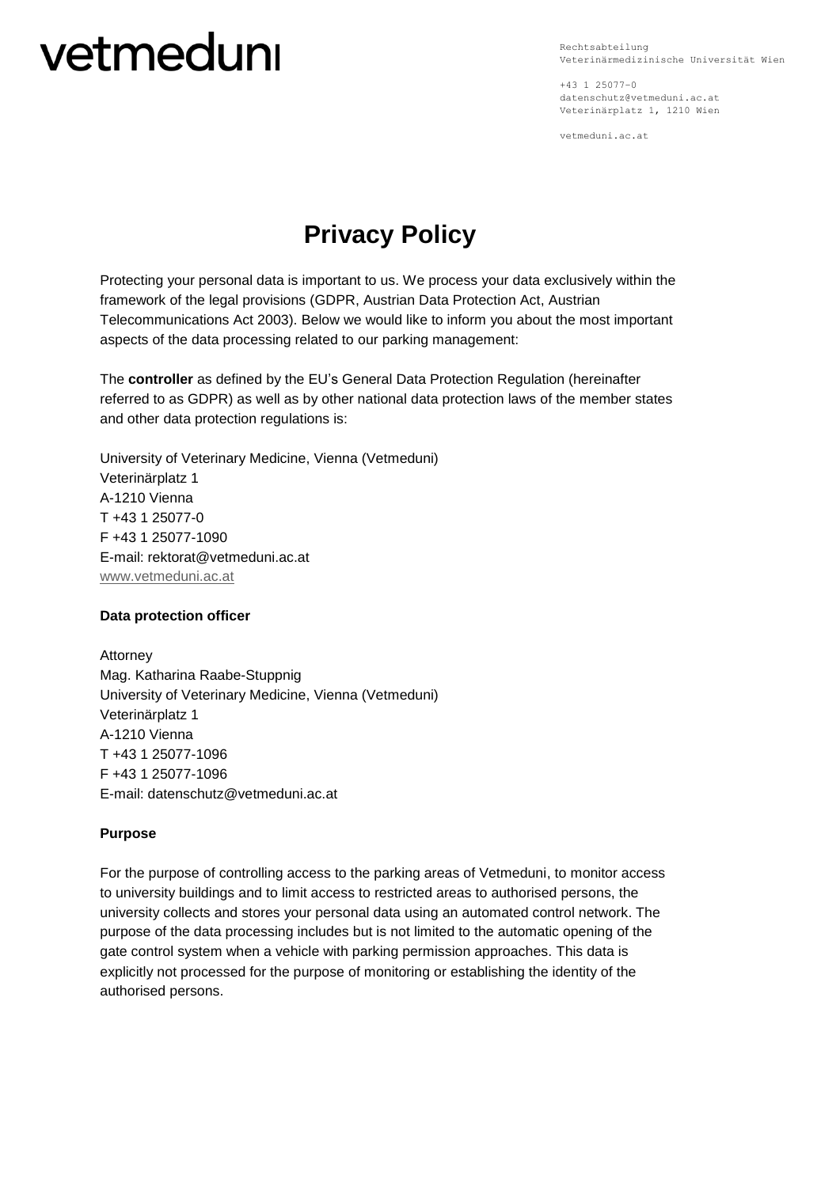vetmeduni

Rechtsabteilung
Veterinärmedizinische Universität Wien

+43 1 25077-0
datenschutz@vetmeduni.ac.at
Veterinärplatz 1, 1210 Wien

vetmeduni.ac.at

# Privacy Policy

Protecting your personal data is important to us. We process your data exclusively within the framework of the legal provisions (GDPR, Austrian Data Protection Act, Austrian Telecommunications Act 2003). Below we would like to inform you about the most important aspects of the data processing related to our parking management:

The **controller** as defined by the EU's General Data Protection Regulation (hereinafter referred to as GDPR) as well as by other national data protection laws of the member states and other data protection regulations is:

University of Veterinary Medicine, Vienna (Vetmeduni)
Veterinärplatz 1
A-1210 Vienna
T +43 1 25077-0
F +43 1 25077-1090
E-mail: rektorat@vetmeduni.ac.at
www.vetmeduni.ac.at

**Data protection officer**

Attorney
Mag. Katharina Raabe-Stuppnig
University of Veterinary Medicine, Vienna (Vetmeduni)
Veterinärplatz 1
A-1210 Vienna
T +43 1 25077-1096
F +43 1 25077-1096
E-mail: datenschutz@vetmeduni.ac.at

**Purpose**

For the purpose of controlling access to the parking areas of Vetmeduni, to monitor access to university buildings and to limit access to restricted areas to authorised persons, the university collects and stores your personal data using an automated control network. The purpose of the data processing includes but is not limited to the automatic opening of the gate control system when a vehicle with parking permission approaches. This data is explicitly not processed for the purpose of monitoring or establishing the identity of the authorised persons.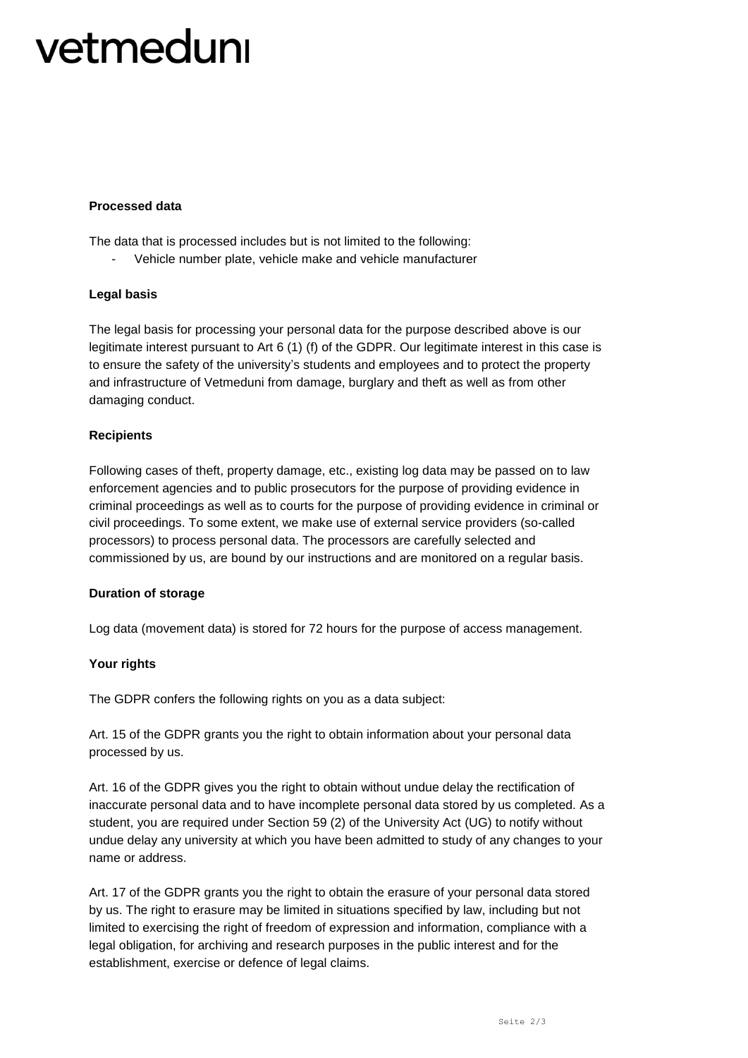**Processed data**

The data that is processed includes but is not limited to the following:

- Vehicle number plate, vehicle make and vehicle manufacturer

**Legal basis**

The legal basis for processing your personal data for the purpose described above is our legitimate interest pursuant to Art 6 (1) (f) of the GDPR. Our legitimate interest in this case is to ensure the safety of the university's students and employees and to protect the property and infrastructure of Vetmeduni from damage, burglary and theft as well as from other damaging conduct.

**Recipients**

Following cases of theft, property damage, etc., existing log data may be passed on to law enforcement agencies and to public prosecutors for the purpose of providing evidence in criminal proceedings as well as to courts for the purpose of providing evidence in criminal or civil proceedings. To some extent, we make use of external service providers (so-called processors) to process personal data. The processors are carefully selected and commissioned by us, are bound by our instructions and are monitored on a regular basis.

**Duration of storage**

Log data (movement data) is stored for 72 hours for the purpose of access management.

**Your rights**

The GDPR confers the following rights on you as a data subject:

Art. 15 of the GDPR grants you the right to obtain information about your personal data processed by us.

Art. 16 of the GDPR gives you the right to obtain without undue delay the rectification of inaccurate personal data and to have incomplete personal data stored by us completed. As a student, you are required under Section 59 (2) of the University Act (UG) to notify without undue delay any university at which you have been admitted to study of any changes to your name or address.

Art. 17 of the GDPR grants you the right to obtain the erasure of your personal data stored by us. The right to erasure may be limited in situations specified by law, including but not limited to exercising the right of freedom of expression and information, compliance with a legal obligation, for archiving and research purposes in the public interest and for the establishment, exercise or defence of legal claims.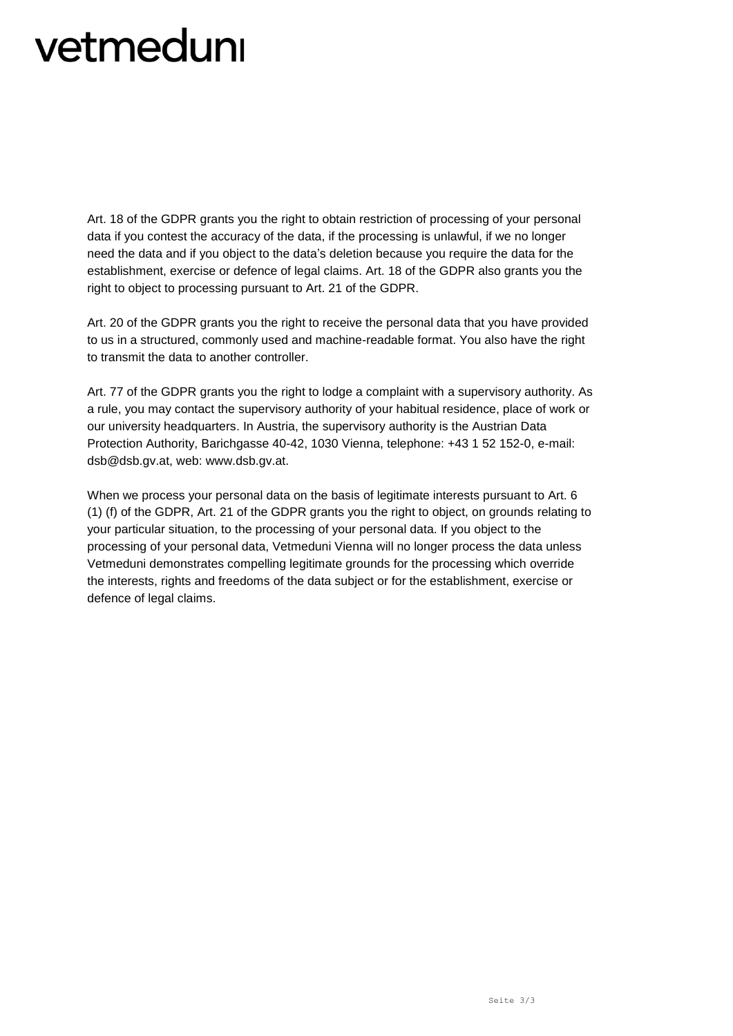Art. 18 of the GDPR grants you the right to obtain restriction of processing of your personal data if you contest the accuracy of the data, if the processing is unlawful, if we no longer need the data and if you object to the data's deletion because you require the data for the establishment, exercise or defence of legal claims. Art. 18 of the GDPR also grants you the right to object to processing pursuant to Art. 21 of the GDPR.

Art. 20 of the GDPR grants you the right to receive the personal data that you have provided to us in a structured, commonly used and machine-readable format. You also have the right to transmit the data to another controller.

Art. 77 of the GDPR grants you the right to lodge a complaint with a supervisory authority. As a rule, you may contact the supervisory authority of your habitual residence, place of work or our university headquarters. In Austria, the supervisory authority is the Austrian Data Protection Authority, Barichgasse 40-42, 1030 Vienna, telephone: +43 1 52 152-0, e-mail: dsb@dsb.gv.at, web: www.dsb.gv.at.

When we process your personal data on the basis of legitimate interests pursuant to Art. 6 (1) (f) of the GDPR, Art. 21 of the GDPR grants you the right to object, on grounds relating to your particular situation, to the processing of your personal data. If you object to the processing of your personal data, Vetmeduni Vienna will no longer process the data unless Vetmeduni demonstrates compelling legitimate grounds for the processing which override the interests, rights and freedoms of the data subject or for the establishment, exercise or defence of legal claims.